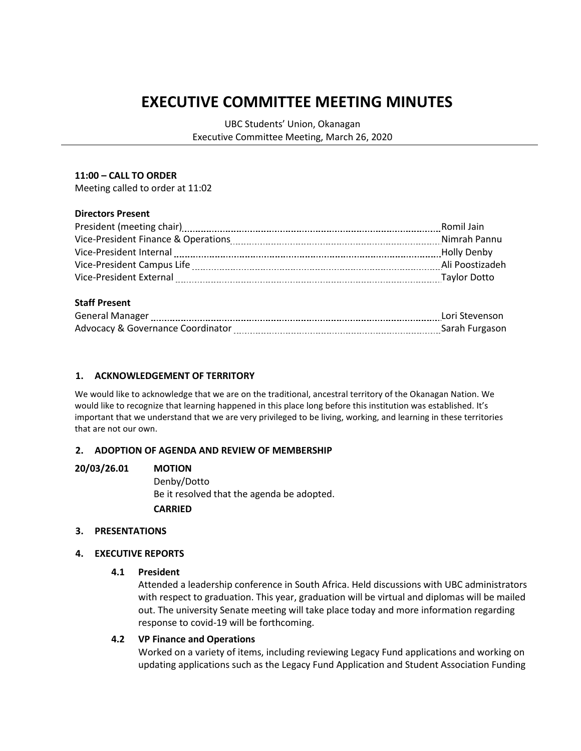# EXECUTIVE COMMITTEE MEETING MINUTES

UBC Students' Union, Okanagan
Executive Committee Meeting, March 26, 2020

---

**11:00 – CALL TO ORDER**
Meeting called to order at 11:02

**Directors Present**

| | |
|---|---|
| President (meeting chair) | Romil Jain |
| Vice-President Finance & Operations | Nimrah Pannu |
| Vice-President Internal | Holly Denby |
| Vice-President Campus Life | Ali Poostizadeh |
| Vice-President External | Taylor Dotto |

**Staff Present**

| | |
|---|---|
| General Manager | Lori Stevenson |
| Advocacy & Governance Coordinator | Sarah Furgason |

## 1. ACKNOWLEDGEMENT OF TERRITORY

We would like to acknowledge that we are on the traditional, ancestral territory of the Okanagan Nation. We would like to recognize that learning happened in this place long before this institution was established. It's important that we understand that we are very privileged to be living, working, and learning in these territories that are not our own.

## 2. ADOPTION OF AGENDA AND REVIEW OF MEMBERSHIP

**20/03/26.01 MOTION**
Denby/Dotto
Be it resolved that the agenda be adopted.
**CARRIED**

## 3. PRESENTATIONS

## 4. EXECUTIVE REPORTS

### 4.1 President

Attended a leadership conference in South Africa. Held discussions with UBC administrators with respect to graduation. This year, graduation will be virtual and diplomas will be mailed out. The university Senate meeting will take place today and more information regarding response to covid-19 will be forthcoming.

### 4.2 VP Finance and Operations

Worked on a variety of items, including reviewing Legacy Fund applications and working on updating applications such as the Legacy Fund Application and Student Association Funding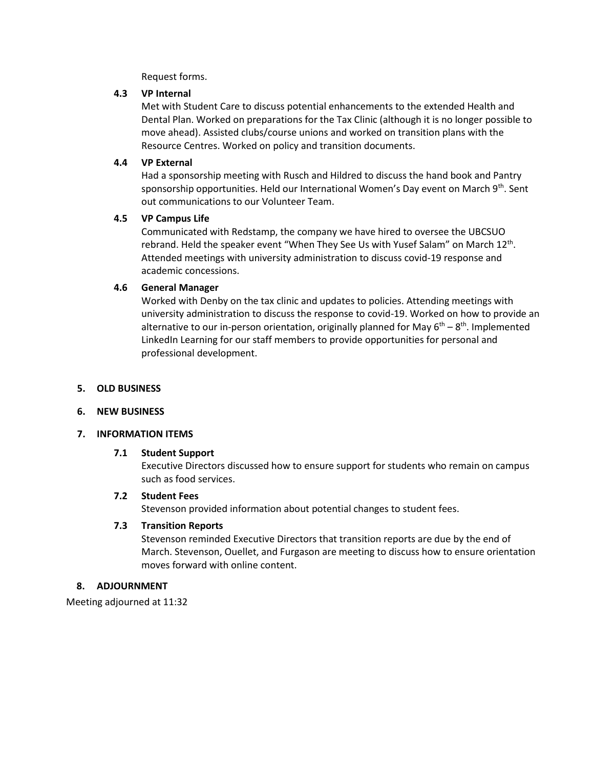Request forms.

### 4.3 VP Internal

Met with Student Care to discuss potential enhancements to the extended Health and Dental Plan. Worked on preparations for the Tax Clinic (although it is no longer possible to move ahead). Assisted clubs/course unions and worked on transition plans with the Resource Centres. Worked on policy and transition documents.

### 4.4 VP External

Had a sponsorship meeting with Rusch and Hildred to discuss the hand book and Pantry sponsorship opportunities. Held our International Women's Day event on March 9th. Sent out communications to our Volunteer Team.

### 4.5 VP Campus Life

Communicated with Redstamp, the company we have hired to oversee the UBCSUO rebrand. Held the speaker event "When They See Us with Yusef Salam" on March 12th. Attended meetings with university administration to discuss covid-19 response and academic concessions.

### 4.6 General Manager

Worked with Denby on the tax clinic and updates to policies. Attending meetings with university administration to discuss the response to covid-19. Worked on how to provide an alternative to our in-person orientation, originally planned for May 6th – 8th. Implemented LinkedIn Learning for our staff members to provide opportunities for personal and professional development.

## 5. OLD BUSINESS

## 6. NEW BUSINESS

## 7. INFORMATION ITEMS

### 7.1 Student Support

Executive Directors discussed how to ensure support for students who remain on campus such as food services.

### 7.2 Student Fees

Stevenson provided information about potential changes to student fees.

### 7.3 Transition Reports

Stevenson reminded Executive Directors that transition reports are due by the end of March. Stevenson, Ouellet, and Furgason are meeting to discuss how to ensure orientation moves forward with online content.

## 8. ADJOURNMENT

Meeting adjourned at 11:32